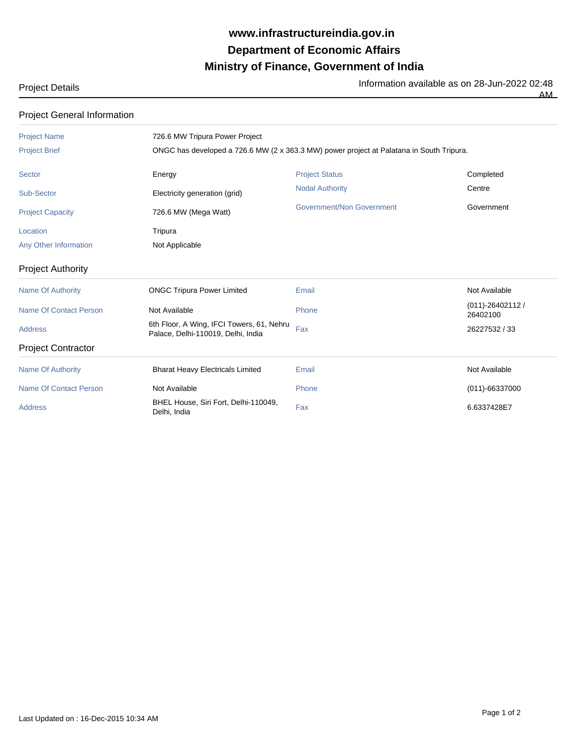# www.infrastructureindia.gov.in
# Department of Economic Affairs
# Ministry of Finance, Government of India

Project Details

Information available as on 28-Jun-2022 02:48 AM

## Project General Information

| | |
|---|---|
| Project Name | 726.6 MW Tripura Power Project |
| Project Brief | ONGC has developed a 726.6 MW (2 x 363.3 MW) power project at Palatana in South Tripura. |

| | | | |
|---|---|---|---|
| Sector | Energy | Project Status | Completed |
| Sub-Sector | Electricity generation (grid) | Nodal Authority | Centre |
| Project Capacity | 726.6 MW (Mega Watt) | Government/Non Government | Government |
| Location | Tripura | | |
| Any Other Information | Not Applicable | | |

## Project Authority

| | | | |
|---|---|---|---|
| Name Of Authority | ONGC Tripura Power Limited | Email | Not Available |
| Name Of Contact Person | Not Available | Phone | (011)-26402112 / 26402100 |
| Address | 6th Floor, A Wing, IFCI Towers, 61, Nehru Palace, Delhi-110019, Delhi, India | Fax | 26227532 / 33 |

## Project Contractor

| | | | |
|---|---|---|---|
| Name Of Authority | Bharat Heavy Electricals Limited | Email | Not Available |
| Name Of Contact Person | Not Available | Phone | (011)-66337000 |
| Address | BHEL House, Siri Fort, Delhi-110049, Delhi, India | Fax | 6.6337428E7 |

Last Updated on : 16-Dec-2015 10:34 AM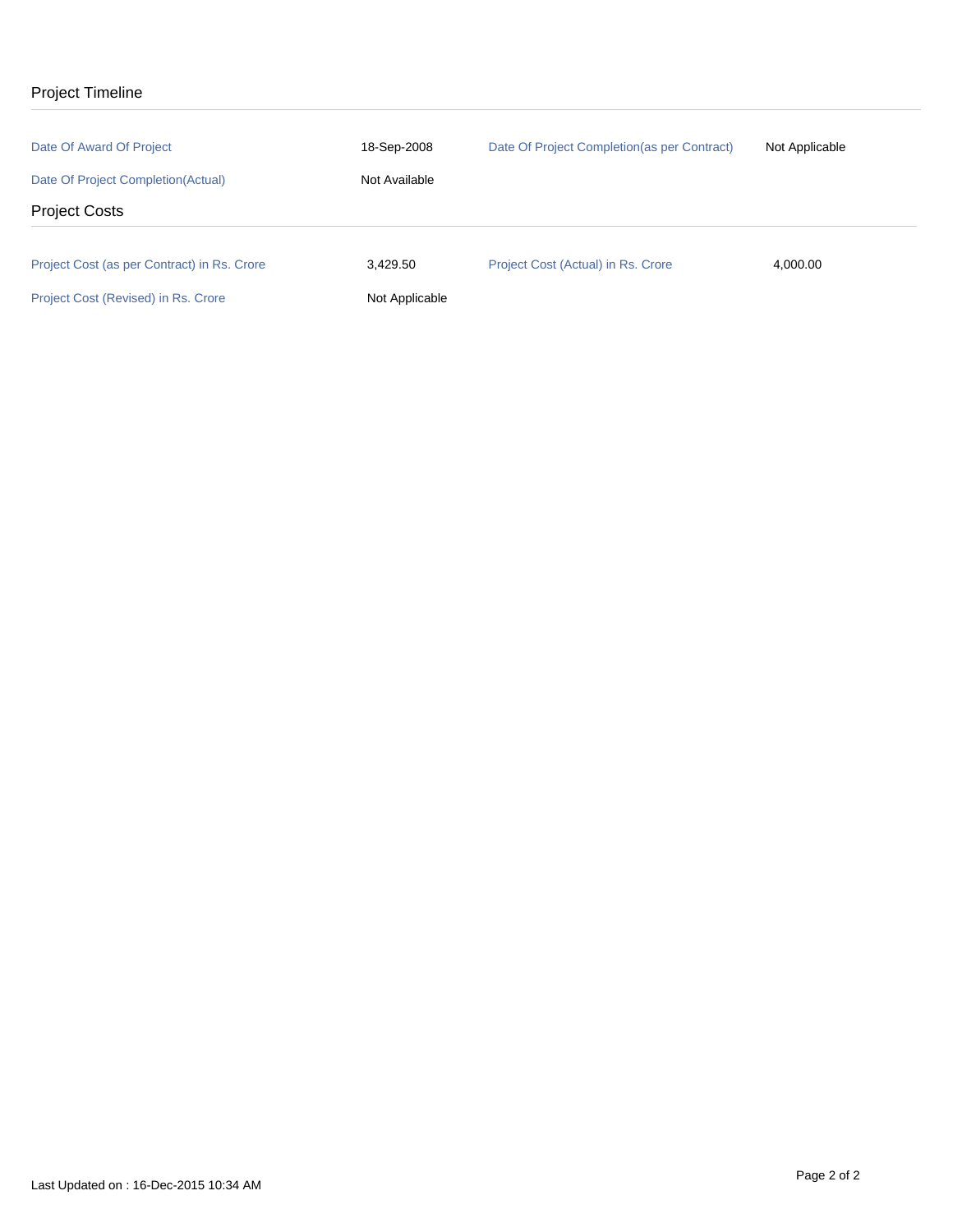## Project Timeline

| | | | |
|---|---|---|---|
| Date Of Award Of Project | 18-Sep-2008 | Date Of Project Completion(as per Contract) | Not Applicable |
| Date Of Project Completion(Actual) | Not Available | | |

## Project Costs

| | | | |
|---|---|---|---|
| Project Cost (as per Contract) in Rs. Crore | 3,429.50 | Project Cost (Actual) in Rs. Crore | 4,000.00 |
| Project Cost (Revised) in Rs. Crore | Not Applicable | | |

Last Updated on : 16-Dec-2015 10:34 AM